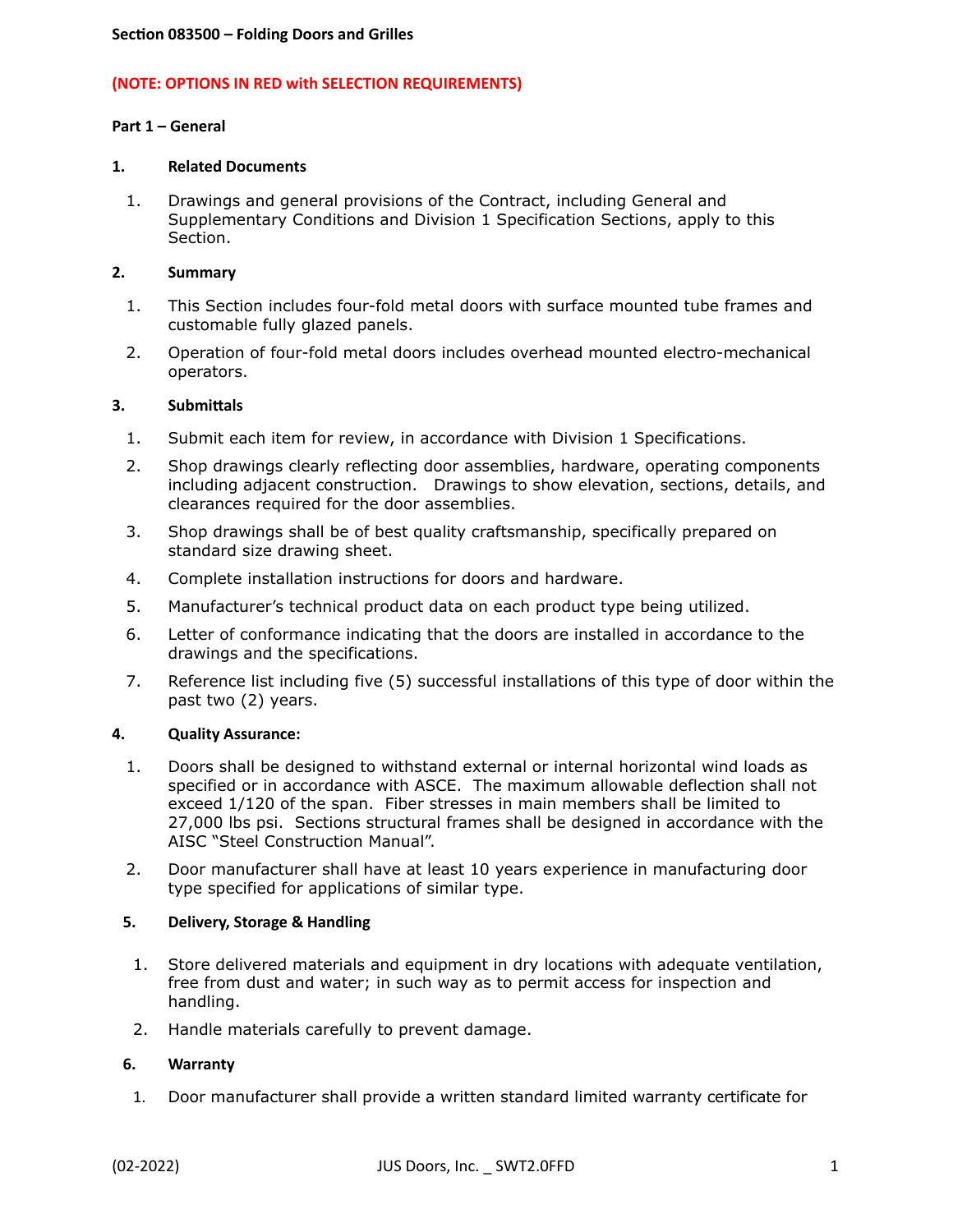**Section 083500 – Folding Doors and Grilles**

**(NOTE: OPTIONS IN RED with SELECTION REQUIREMENTS)**

**Part 1 – General**

**1. Related Documents**

1. Drawings and general provisions of the Contract, including General and Supplementary Conditions and Division 1 Specification Sections, apply to this Section.

**2. Summary**

1. This Section includes four-fold metal doors with surface mounted tube frames and customable fully glazed panels.
2. Operation of four-fold metal doors includes overhead mounted electro-mechanical operators.

**3. Submittals**

1. Submit each item for review, in accordance with Division 1 Specifications.
2. Shop drawings clearly reflecting door assemblies, hardware, operating components including adjacent construction. Drawings to show elevation, sections, details, and clearances required for the door assemblies.
3. Shop drawings shall be of best quality craftsmanship, specifically prepared on standard size drawing sheet.
4. Complete installation instructions for doors and hardware.
5. Manufacturer's technical product data on each product type being utilized.
6. Letter of conformance indicating that the doors are installed in accordance to the drawings and the specifications.
7. Reference list including five (5) successful installations of this type of door within the past two (2) years.

**4. Quality Assurance:**

1. Doors shall be designed to withstand external or internal horizontal wind loads as specified or in accordance with ASCE. The maximum allowable deflection shall not exceed 1/120 of the span. Fiber stresses in main members shall be limited to 27,000 lbs psi. Sections structural frames shall be designed in accordance with the AISC "Steel Construction Manual".
2. Door manufacturer shall have at least 10 years experience in manufacturing door type specified for applications of similar type.

**5. Delivery, Storage & Handling**

1. Store delivered materials and equipment in dry locations with adequate ventilation, free from dust and water; in such way as to permit access for inspection and handling.
2. Handle materials carefully to prevent damage.

**6. Warranty**

1. Door manufacturer shall provide a written standard limited warranty certificate for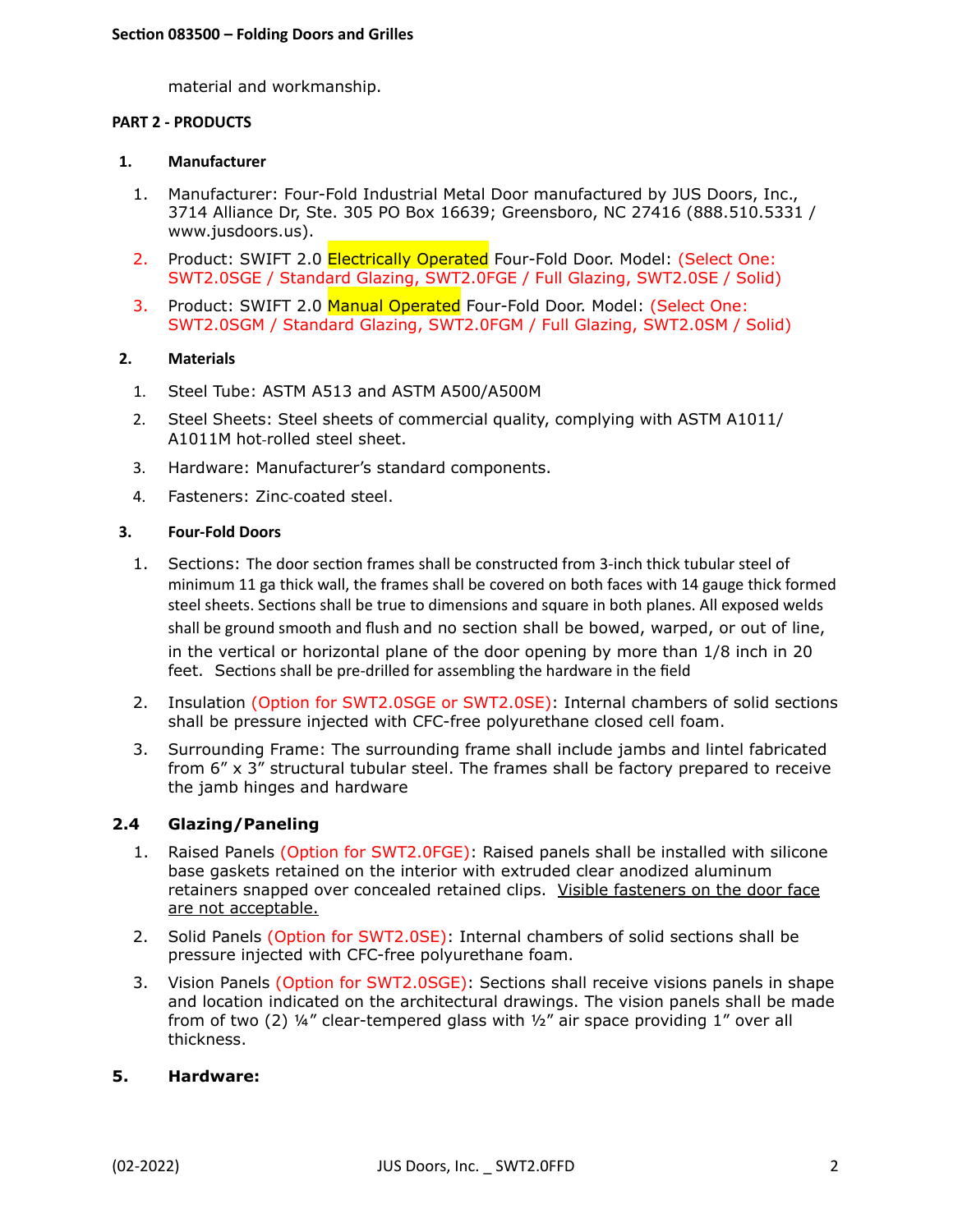material and workmanship.

**PART 2 - PRODUCTS**

## 1. Manufacturer

1. Manufacturer: Four-Fold Industrial Metal Door manufactured by JUS Doors, Inc., 3714 Alliance Dr, Ste. 305 PO Box 16639; Greensboro, NC 27416 (888.510.5331 / www.jusdoors.us).
2. Product: SWIFT 2.0 Electrically Operated Four-Fold Door. Model: (Select One: SWT2.0SGE / Standard Glazing, SWT2.0FGE / Full Glazing, SWT2.0SE / Solid)
3. Product: SWIFT 2.0 Manual Operated Four-Fold Door. Model: (Select One: SWT2.0SGM / Standard Glazing, SWT2.0FGM / Full Glazing, SWT2.0SM / Solid)

## 2. Materials

1. Steel Tube: ASTM A513 and ASTM A500/A500M
2. Steel Sheets: Steel sheets of commercial quality, complying with ASTM A1011/ A1011M hot-rolled steel sheet.
3. Hardware: Manufacturer's standard components.
4. Fasteners: Zinc-coated steel.

## 3. Four-Fold Doors

1. Sections: The door section frames shall be constructed from 3-inch thick tubular steel of minimum 11 ga thick wall, the frames shall be covered on both faces with 14 gauge thick formed steel sheets. Sections shall be true to dimensions and square in both planes. All exposed welds shall be ground smooth and flush and no section shall be bowed, warped, or out of line, in the vertical or horizontal plane of the door opening by more than 1/8 inch in 20 feet. Sections shall be pre-drilled for assembling the hardware in the field
2. Insulation (Option for SWT2.0SGE or SWT2.0SE): Internal chambers of solid sections shall be pressure injected with CFC-free polyurethane closed cell foam.
3. Surrounding Frame: The surrounding frame shall include jambs and lintel fabricated from 6" x 3" structural tubular steel. The frames shall be factory prepared to receive the jamb hinges and hardware

## 2.4 Glazing/Paneling

1. Raised Panels (Option for SWT2.0FGE): Raised panels shall be installed with silicone base gaskets retained on the interior with extruded clear anodized aluminum retainers snapped over concealed retained clips. Visible fasteners on the door face are not acceptable.
2. Solid Panels (Option for SWT2.0SE): Internal chambers of solid sections shall be pressure injected with CFC-free polyurethane foam.
3. Vision Panels (Option for SWT2.0SGE): Sections shall receive visions panels in shape and location indicated on the architectural drawings. The vision panels shall be made from of two (2) ¼" clear-tempered glass with ½" air space providing 1" over all thickness.

## 5. Hardware: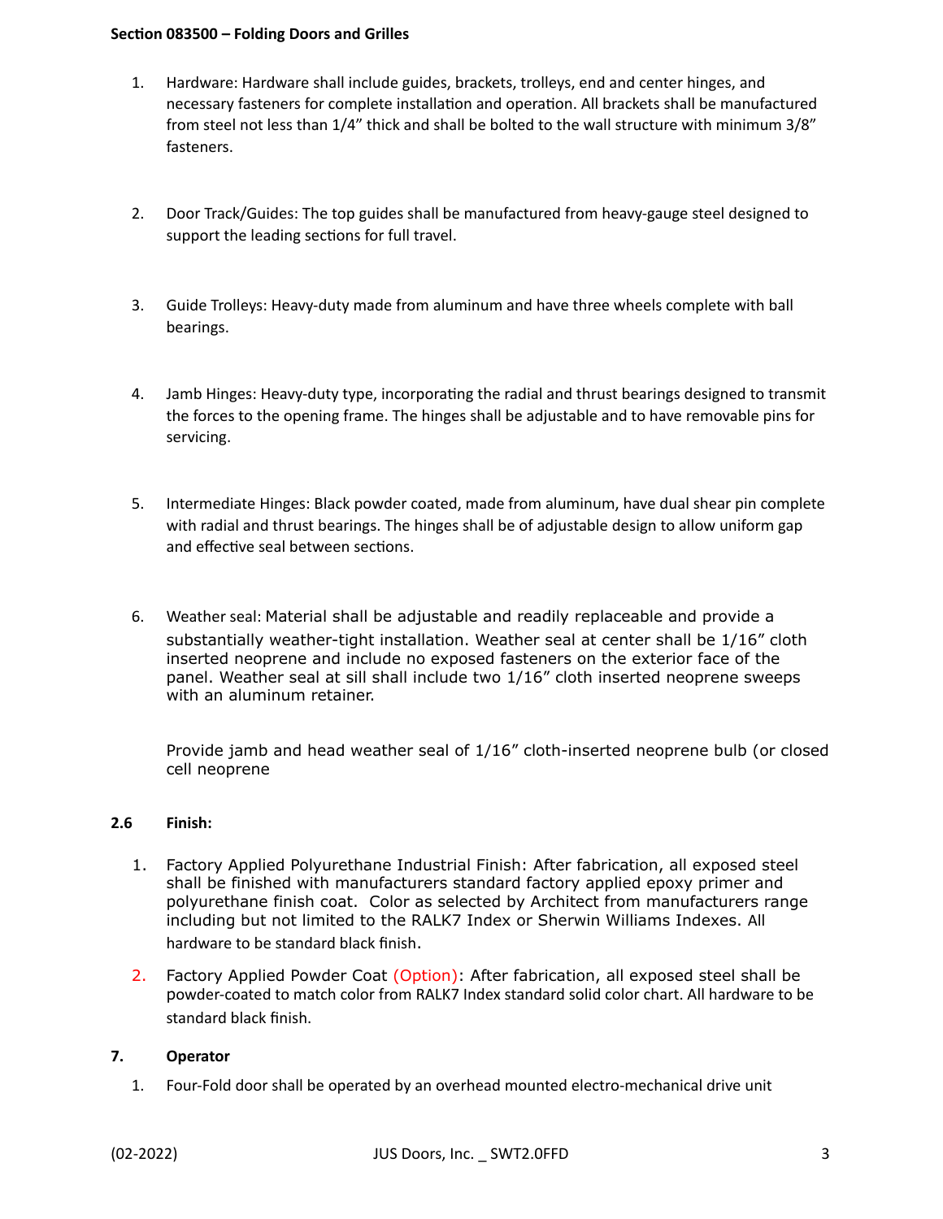1. Hardware: Hardware shall include guides, brackets, trolleys, end and center hinges, and necessary fasteners for complete installation and operation. All brackets shall be manufactured from steel not less than 1/4” thick and shall be bolted to the wall structure with minimum 3/8” fasteners.

2. Door Track/Guides: The top guides shall be manufactured from heavy-gauge steel designed to support the leading sections for full travel.

3. Guide Trolleys: Heavy-duty made from aluminum and have three wheels complete with ball bearings.

4. Jamb Hinges: Heavy-duty type, incorporating the radial and thrust bearings designed to transmit the forces to the opening frame. The hinges shall be adjustable and to have removable pins for servicing.

5. Intermediate Hinges: Black powder coated, made from aluminum, have dual shear pin complete with radial and thrust bearings. The hinges shall be of adjustable design to allow uniform gap and effective seal between sections.

6. Weather seal: Material shall be adjustable and readily replaceable and provide a substantially weather-tight installation. Weather seal at center shall be 1/16” cloth inserted neoprene and include no exposed fasteners on the exterior face of the panel. Weather seal at sill shall include two 1/16” cloth inserted neoprene sweeps with an aluminum retainer.

   Provide jamb and head weather seal of 1/16” cloth-inserted neoprene bulb (or closed cell neoprene

**2.6 Finish:**

1. Factory Applied Polyurethane Industrial Finish: After fabrication, all exposed steel shall be finished with manufacturers standard factory applied epoxy primer and polyurethane finish coat. Color as selected by Architect from manufacturers range including but not limited to the RALK7 Index or Sherwin Williams Indexes. All hardware to be standard black finish.

2. Factory Applied Powder Coat (Option): After fabrication, all exposed steel shall be powder-coated to match color from RALK7 Index standard solid color chart. All hardware to be standard black finish.

**7. Operator**

1. Four-Fold door shall be operated by an overhead mounted electro-mechanical drive unit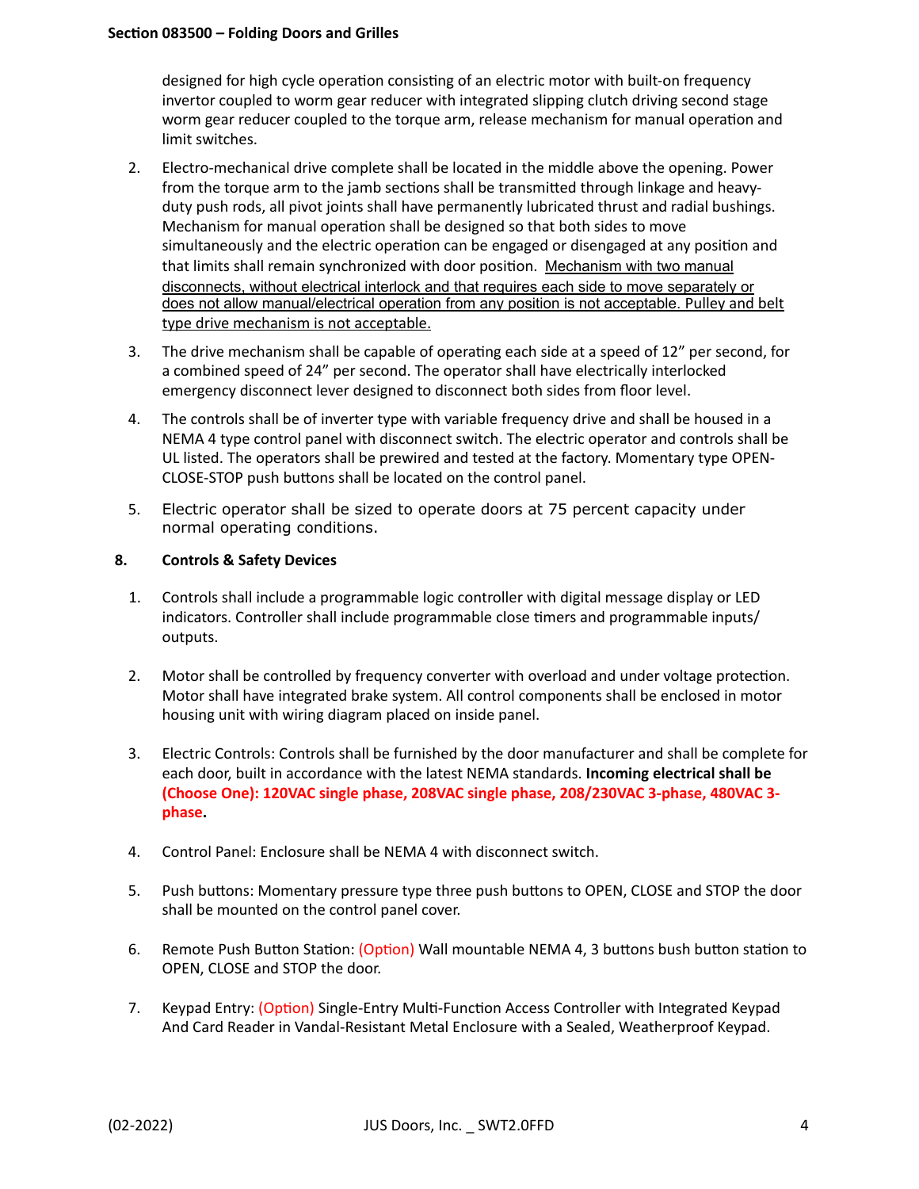designed for high cycle operation consisting of an electric motor with built-on frequency invertor coupled to worm gear reducer with integrated slipping clutch driving second stage worm gear reducer coupled to the torque arm, release mechanism for manual operation and limit switches.

2. Electro-mechanical drive complete shall be located in the middle above the opening. Power from the torque arm to the jamb sections shall be transmitted through linkage and heavy-duty push rods, all pivot joints shall have permanently lubricated thrust and radial bushings. Mechanism for manual operation shall be designed so that both sides to move simultaneously and the electric operation can be engaged or disengaged at any position and that limits shall remain synchronized with door position. <u>Mechanism with two manual disconnects, without electrical interlock and that requires each side to move separately or does not allow manual/electrical operation from any position is not acceptable. Pulley and belt type drive mechanism is not acceptable.</u>

3. The drive mechanism shall be capable of operating each side at a speed of 12" per second, for a combined speed of 24" per second. The operator shall have electrically interlocked emergency disconnect lever designed to disconnect both sides from floor level.

4. The controls shall be of inverter type with variable frequency drive and shall be housed in a NEMA 4 type control panel with disconnect switch. The electric operator and controls shall be UL listed. The operators shall be prewired and tested at the factory. Momentary type OPEN-CLOSE-STOP push buttons shall be located on the control panel.

5. Electric operator shall be sized to operate doors at 75 percent capacity under normal operating conditions.

**8. Controls & Safety Devices**

1. Controls shall include a programmable logic controller with digital message display or LED indicators. Controller shall include programmable close timers and programmable inputs/ outputs.

2. Motor shall be controlled by frequency converter with overload and under voltage protection. Motor shall have integrated brake system. All control components shall be enclosed in motor housing unit with wiring diagram placed on inside panel.

3. Electric Controls: Controls shall be furnished by the door manufacturer and shall be complete for each door, built in accordance with the latest NEMA standards. **Incoming electrical shall be (Choose One): 120VAC single phase, 208VAC single phase, 208/230VAC 3-phase, 480VAC 3-phase.**

4. Control Panel: Enclosure shall be NEMA 4 with disconnect switch.

5. Push buttons: Momentary pressure type three push buttons to OPEN, CLOSE and STOP the door shall be mounted on the control panel cover.

6. Remote Push Button Station: (Option) Wall mountable NEMA 4, 3 buttons bush button station to OPEN, CLOSE and STOP the door.

7. Keypad Entry: (Option) Single-Entry Multi-Function Access Controller with Integrated Keypad And Card Reader in Vandal-Resistant Metal Enclosure with a Sealed, Weatherproof Keypad.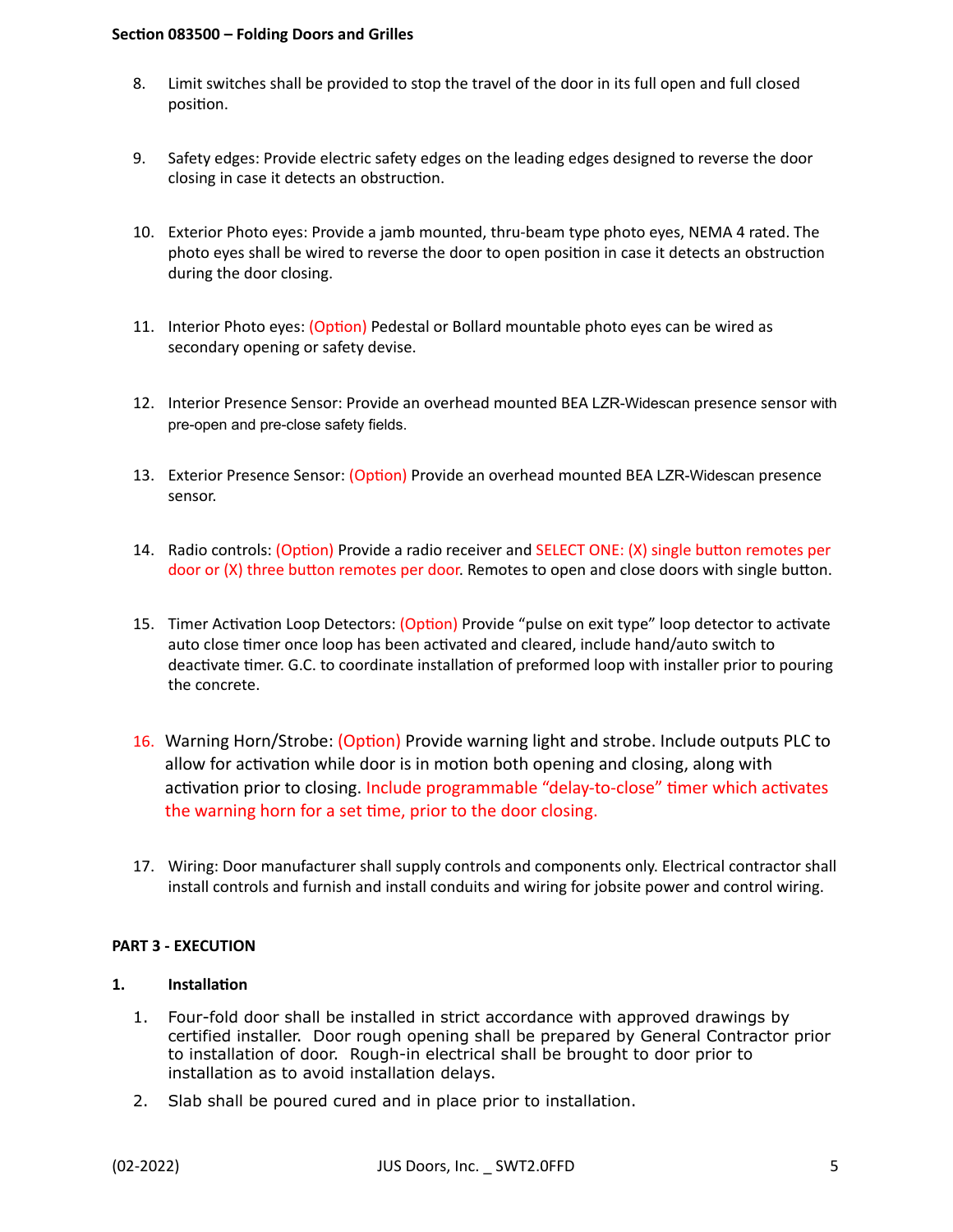8. Limit switches shall be provided to stop the travel of the door in its full open and full closed position.

9. Safety edges: Provide electric safety edges on the leading edges designed to reverse the door closing in case it detects an obstruction.

10. Exterior Photo eyes: Provide a jamb mounted, thru-beam type photo eyes, NEMA 4 rated. The photo eyes shall be wired to reverse the door to open position in case it detects an obstruction during the door closing.

11. Interior Photo eyes: (Option) Pedestal or Bollard mountable photo eyes can be wired as secondary opening or safety devise.

12. Interior Presence Sensor: Provide an overhead mounted BEA LZR-Widescan presence sensor with pre-open and pre-close safety fields.

13. Exterior Presence Sensor: (Option) Provide an overhead mounted BEA LZR-Widescan presence sensor.

14. Radio controls: (Option) Provide a radio receiver and SELECT ONE: (X) single button remotes per door or (X) three button remotes per door. Remotes to open and close doors with single button.

15. Timer Activation Loop Detectors: (Option) Provide "pulse on exit type" loop detector to activate auto close timer once loop has been activated and cleared, include hand/auto switch to deactivate timer. G.C. to coordinate installation of preformed loop with installer prior to pouring the concrete.

16. Warning Horn/Strobe: (Option) Provide warning light and strobe. Include outputs PLC to allow for activation while door is in motion both opening and closing, along with activation prior to closing. Include programmable "delay-to-close" timer which activates the warning horn for a set time, prior to the door closing.

17. Wiring: Door manufacturer shall supply controls and components only. Electrical contractor shall install controls and furnish and install conduits and wiring for jobsite power and control wiring.

## PART 3 - EXECUTION

### 1. Installation

1. Four-fold door shall be installed in strict accordance with approved drawings by certified installer. Door rough opening shall be prepared by General Contractor prior to installation of door. Rough-in electrical shall be brought to door prior to installation as to avoid installation delays.
2. Slab shall be poured cured and in place prior to installation.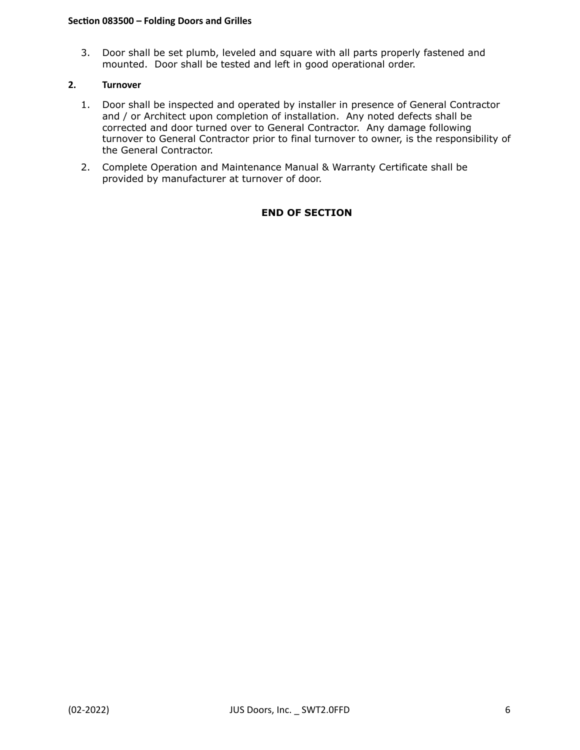3. Door shall be set plumb, leveled and square with all parts properly fastened and mounted. Door shall be tested and left in good operational order.

**2. Turnover**

1. Door shall be inspected and operated by installer in presence of General Contractor and / or Architect upon completion of installation. Any noted defects shall be corrected and door turned over to General Contractor. Any damage following turnover to General Contractor prior to final turnover to owner, is the responsibility of the General Contractor.
2. Complete Operation and Maintenance Manual & Warranty Certificate shall be provided by manufacturer at turnover of door.

**END OF SECTION**